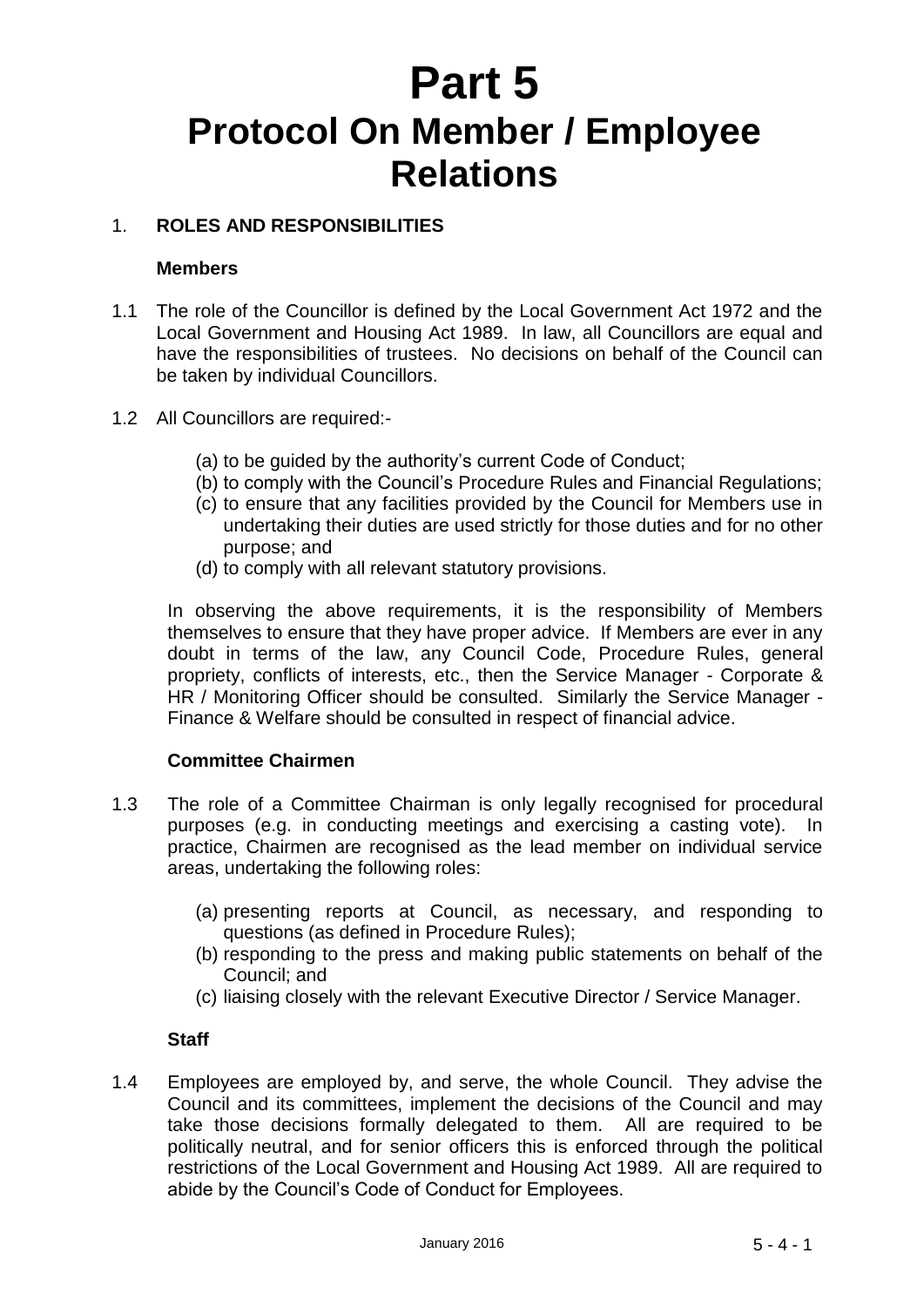# Part 5

# Protocol On Member / Employee Relations

## 1. ROLES AND RESPONSIBILITIES

### Members

1.1 The role of the Councillor is defined by the Local Government Act 1972 and the Local Government and Housing Act 1989. In law, all Councillors are equal and have the responsibilities of trustees. No decisions on behalf of the Council can be taken by individual Councillors.

1.2 All Councillors are required:-

(a) to be guided by the authority's current Code of Conduct;
(b) to comply with the Council's Procedure Rules and Financial Regulations;
(c) to ensure that any facilities provided by the Council for Members use in undertaking their duties are used strictly for those duties and for no other purpose; and
(d) to comply with all relevant statutory provisions.

In observing the above requirements, it is the responsibility of Members themselves to ensure that they have proper advice. If Members are ever in any doubt in terms of the law, any Council Code, Procedure Rules, general propriety, conflicts of interests, etc., then the Service Manager - Corporate & HR / Monitoring Officer should be consulted. Similarly the Service Manager - Finance & Welfare should be consulted in respect of financial advice.

### Committee Chairmen

1.3 The role of a Committee Chairman is only legally recognised for procedural purposes (e.g. in conducting meetings and exercising a casting vote). In practice, Chairmen are recognised as the lead member on individual service areas, undertaking the following roles:

(a) presenting reports at Council, as necessary, and responding to questions (as defined in Procedure Rules);
(b) responding to the press and making public statements on behalf of the Council; and
(c) liaising closely with the relevant Executive Director / Service Manager.

### Staff

1.4 Employees are employed by, and serve, the whole Council. They advise the Council and its committees, implement the decisions of the Council and may take those decisions formally delegated to them. All are required to be politically neutral, and for senior officers this is enforced through the political restrictions of the Local Government and Housing Act 1989. All are required to abide by the Council's Code of Conduct for Employees.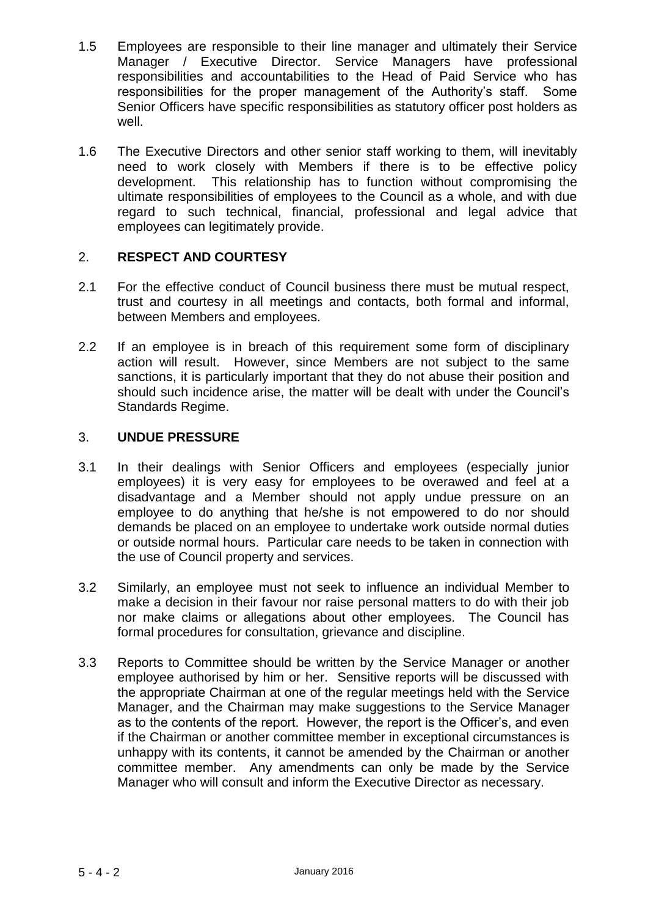1.5 Employees are responsible to their line manager and ultimately their Service Manager / Executive Director. Service Managers have professional responsibilities and accountabilities to the Head of Paid Service who has responsibilities for the proper management of the Authority's staff. Some Senior Officers have specific responsibilities as statutory officer post holders as well.

1.6 The Executive Directors and other senior staff working to them, will inevitably need to work closely with Members if there is to be effective policy development. This relationship has to function without compromising the ultimate responsibilities of employees to the Council as a whole, and with due regard to such technical, financial, professional and legal advice that employees can legitimately provide.

## 2. RESPECT AND COURTESY

2.1 For the effective conduct of Council business there must be mutual respect, trust and courtesy in all meetings and contacts, both formal and informal, between Members and employees.

2.2 If an employee is in breach of this requirement some form of disciplinary action will result. However, since Members are not subject to the same sanctions, it is particularly important that they do not abuse their position and should such incidence arise, the matter will be dealt with under the Council's Standards Regime.

## 3. UNDUE PRESSURE

3.1 In their dealings with Senior Officers and employees (especially junior employees) it is very easy for employees to be overawed and feel at a disadvantage and a Member should not apply undue pressure on an employee to do anything that he/she is not empowered to do nor should demands be placed on an employee to undertake work outside normal duties or outside normal hours. Particular care needs to be taken in connection with the use of Council property and services.

3.2 Similarly, an employee must not seek to influence an individual Member to make a decision in their favour nor raise personal matters to do with their job nor make claims or allegations about other employees. The Council has formal procedures for consultation, grievance and discipline.

3.3 Reports to Committee should be written by the Service Manager or another employee authorised by him or her. Sensitive reports will be discussed with the appropriate Chairman at one of the regular meetings held with the Service Manager, and the Chairman may make suggestions to the Service Manager as to the contents of the report. However, the report is the Officer's, and even if the Chairman or another committee member in exceptional circumstances is unhappy with its contents, it cannot be amended by the Chairman or another committee member. Any amendments can only be made by the Service Manager who will consult and inform the Executive Director as necessary.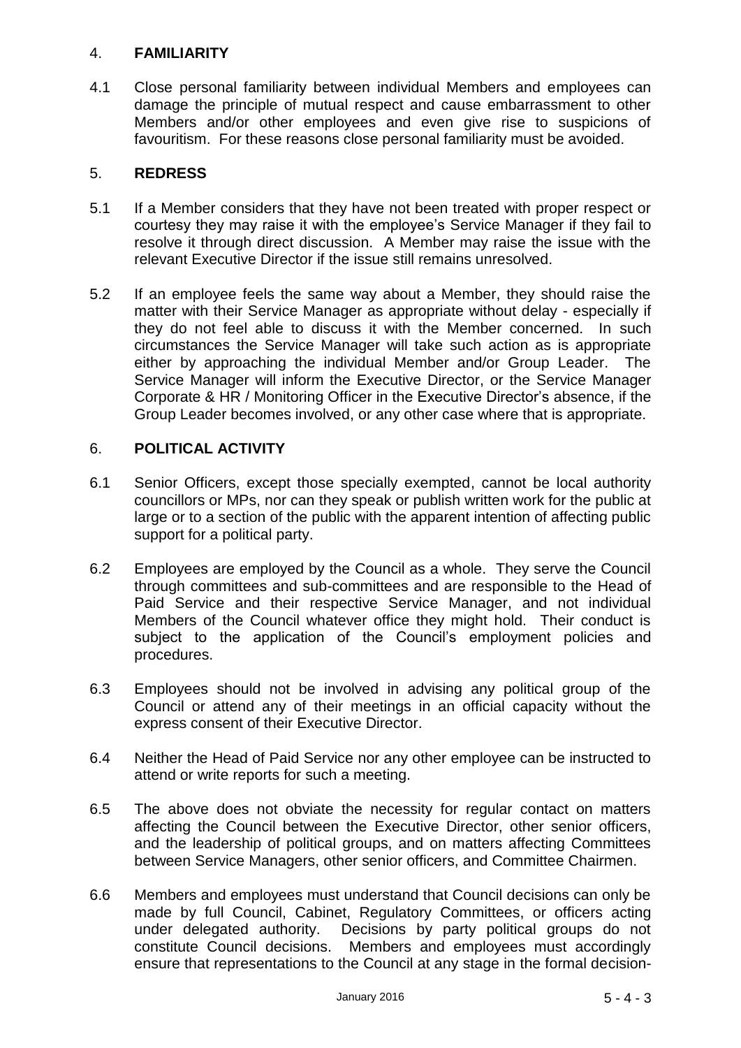## 4. FAMILIARITY

4.1 Close personal familiarity between individual Members and employees can damage the principle of mutual respect and cause embarrassment to other Members and/or other employees and even give rise to suspicions of favouritism. For these reasons close personal familiarity must be avoided.

## 5. REDRESS

5.1 If a Member considers that they have not been treated with proper respect or courtesy they may raise it with the employee's Service Manager if they fail to resolve it through direct discussion. A Member may raise the issue with the relevant Executive Director if the issue still remains unresolved.

5.2 If an employee feels the same way about a Member, they should raise the matter with their Service Manager as appropriate without delay - especially if they do not feel able to discuss it with the Member concerned. In such circumstances the Service Manager will take such action as is appropriate either by approaching the individual Member and/or Group Leader. The Service Manager will inform the Executive Director, or the Service Manager Corporate & HR / Monitoring Officer in the Executive Director's absence, if the Group Leader becomes involved, or any other case where that is appropriate.

## 6. POLITICAL ACTIVITY

6.1 Senior Officers, except those specially exempted, cannot be local authority councillors or MPs, nor can they speak or publish written work for the public at large or to a section of the public with the apparent intention of affecting public support for a political party.

6.2 Employees are employed by the Council as a whole. They serve the Council through committees and sub-committees and are responsible to the Head of Paid Service and their respective Service Manager, and not individual Members of the Council whatever office they might hold. Their conduct is subject to the application of the Council's employment policies and procedures.

6.3 Employees should not be involved in advising any political group of the Council or attend any of their meetings in an official capacity without the express consent of their Executive Director.

6.4 Neither the Head of Paid Service nor any other employee can be instructed to attend or write reports for such a meeting.

6.5 The above does not obviate the necessity for regular contact on matters affecting the Council between the Executive Director, other senior officers, and the leadership of political groups, and on matters affecting Committees between Service Managers, other senior officers, and Committee Chairmen.

6.6 Members and employees must understand that Council decisions can only be made by full Council, Cabinet, Regulatory Committees, or officers acting under delegated authority. Decisions by party political groups do not constitute Council decisions. Members and employees must accordingly ensure that representations to the Council at any stage in the formal decision-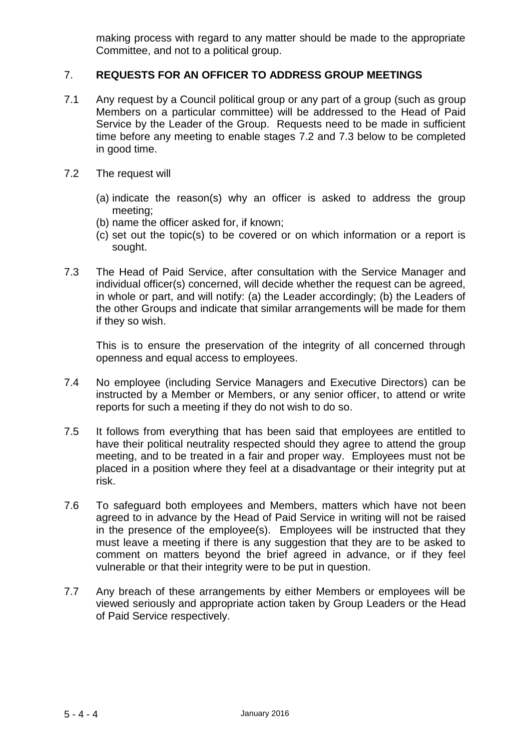making process with regard to any matter should be made to the appropriate Committee, and not to a political group.

## 7. REQUESTS FOR AN OFFICER TO ADDRESS GROUP MEETINGS

7.1 Any request by a Council political group or any part of a group (such as group Members on a particular committee) will be addressed to the Head of Paid Service by the Leader of the Group. Requests need to be made in sufficient time before any meeting to enable stages 7.2 and 7.3 below to be completed in good time.

7.2 The request will

(a) indicate the reason(s) why an officer is asked to address the group meeting;
(b) name the officer asked for, if known;
(c) set out the topic(s) to be covered or on which information or a report is sought.

7.3 The Head of Paid Service, after consultation with the Service Manager and individual officer(s) concerned, will decide whether the request can be agreed, in whole or part, and will notify: (a) the Leader accordingly; (b) the Leaders of the other Groups and indicate that similar arrangements will be made for them if they so wish.

This is to ensure the preservation of the integrity of all concerned through openness and equal access to employees.

7.4 No employee (including Service Managers and Executive Directors) can be instructed by a Member or Members, or any senior officer, to attend or write reports for such a meeting if they do not wish to do so.

7.5 It follows from everything that has been said that employees are entitled to have their political neutrality respected should they agree to attend the group meeting, and to be treated in a fair and proper way. Employees must not be placed in a position where they feel at a disadvantage or their integrity put at risk.

7.6 To safeguard both employees and Members, matters which have not been agreed to in advance by the Head of Paid Service in writing will not be raised in the presence of the employee(s). Employees will be instructed that they must leave a meeting if there is any suggestion that they are to be asked to comment on matters beyond the brief agreed in advance, or if they feel vulnerable or that their integrity were to be put in question.

7.7 Any breach of these arrangements by either Members or employees will be viewed seriously and appropriate action taken by Group Leaders or the Head of Paid Service respectively.